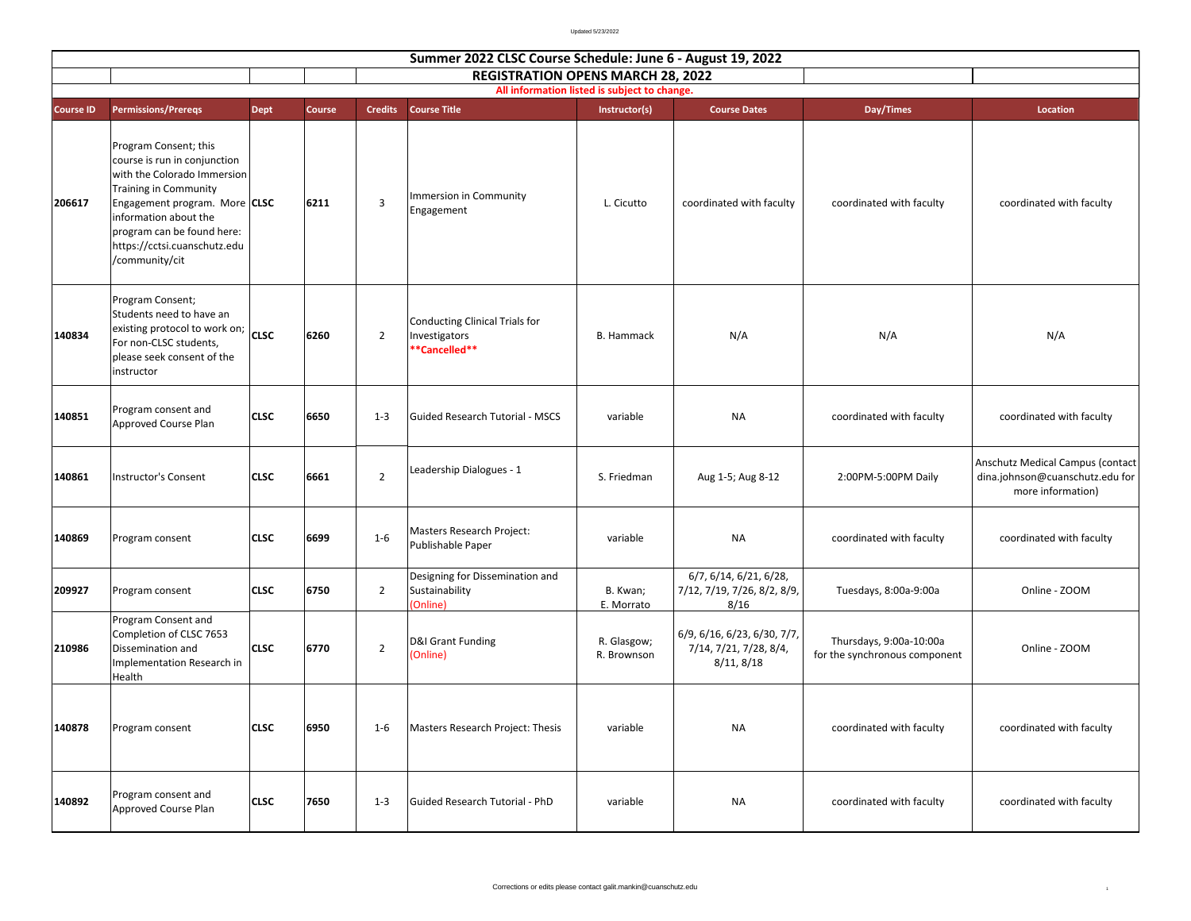Updated 5/23/2022

# Summer 2022 CLSC Course Schedule: June 6 - August 19, 2022

## REGISTRATION OPENS MARCH 28, 2022

**All information listed is subject to change.**

| Course ID | Permissions/Prereqs | Dept | Course | Credits | Course Title | Instructor(s) | Course Dates | Day/Times | Location |
|---|---|---|---|---|---|---|---|---|---|
| 206617 | Program Consent; this course is run in conjunction with the Colorado Immersion Training in Community Engagement program. More information about the program can be found here: https://cctsi.cuanschutz.edu/community/cit | CLSC | 6211 | 3 | Immersion in Community Engagement | L. Cicutto | coordinated with faculty | coordinated with faculty | coordinated with faculty |
| 140834 | Program Consent; Students need to have an existing protocol to work on; For non-CLSC students, please seek consent of the instructor | CLSC | 6260 | 2 | Conducting Clinical Trials for Investigators **\*\*Cancelled\*\*** | B. Hammack | N/A | N/A | N/A |
| 140851 | Program consent and Approved Course Plan | CLSC | 6650 | 1-3 | Guided Research Tutorial - MSCS | variable | NA | coordinated with faculty | coordinated with faculty |
| 140861 | Instructor's Consent | CLSC | 6661 | 2 | Leadership Dialogues - 1 | S. Friedman | Aug 1-5; Aug 8-12 | 2:00PM-5:00PM Daily | Anschutz Medical Campus (contact dina.johnson@cuanschutz.edu for more information) |
| 140869 | Program consent | CLSC | 6699 | 1-6 | Masters Research Project: Publishable Paper | variable | NA | coordinated with faculty | coordinated with faculty |
| 209927 | Program consent | CLSC | 6750 | 2 | Designing for Dissemination and Sustainability (Online) | B. Kwan; E. Morrato | 6/7, 6/14, 6/21, 6/28, 7/12, 7/19, 7/26, 8/2, 8/9, 8/16 | Tuesdays, 8:00a-9:00a | Online - ZOOM |
| 210986 | Program Consent and Completion of CLSC 7653 Dissemination and Implementation Research in Health | CLSC | 6770 | 2 | D&I Grant Funding (Online) | R. Glasgow; R. Brownson | 6/9, 6/16, 6/23, 6/30, 7/7, 7/14, 7/21, 7/28, 8/4, 8/11, 8/18 | Thursdays, 9:00a-10:00a for the synchronous component | Online - ZOOM |
| 140878 | Program consent | CLSC | 6950 | 1-6 | Masters Research Project: Thesis | variable | NA | coordinated with faculty | coordinated with faculty |
| 140892 | Program consent and Approved Course Plan | CLSC | 7650 | 1-3 | Guided Research Tutorial - PhD | variable | NA | coordinated with faculty | coordinated with faculty |

Corrections or edits please contact galit.mankin@cuanschutz.edu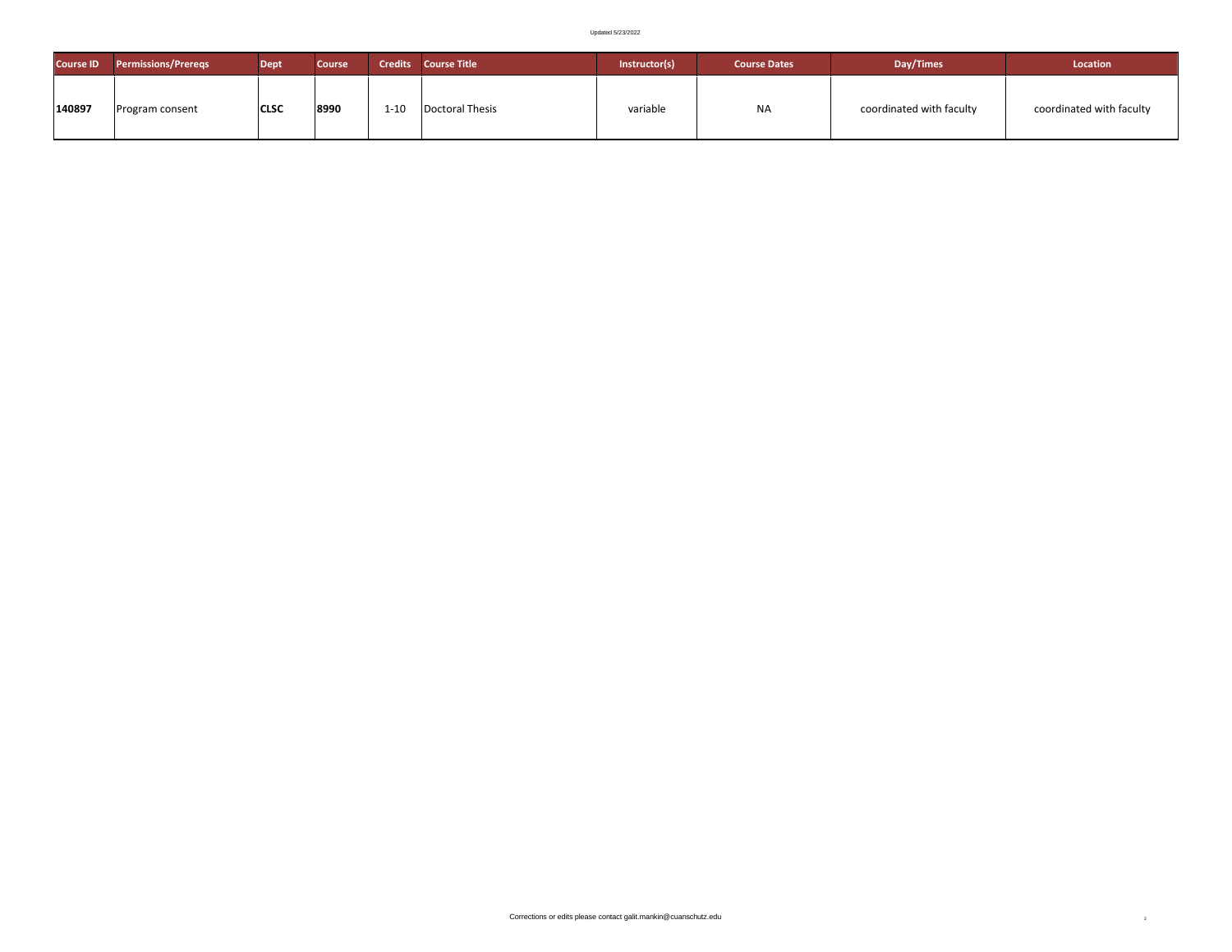| Course ID | Permissions/Prereqs | Dept | Course | Credits | Course Title | Instructor(s) | Course Dates | Day/Times | Location |
|---|---|---|---|---|---|---|---|---|---|
| **140897** | Program consent | **CLSC** | **8990** | 1-10 | Doctoral Thesis | variable | NA | coordinated with faculty | coordinated with faculty |